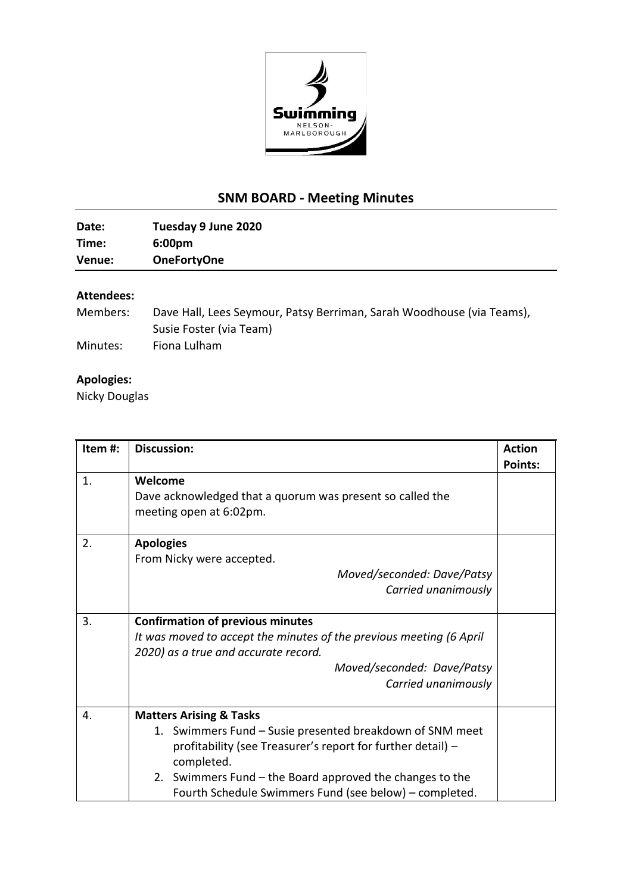# SNM BOARD - Meeting Minutes

**Date:** Tuesday 9 June 2020
**Time:** 6:00pm
**Venue:** OneFortyOne

**Attendees:**

Members: Dave Hall, Lees Seymour, Patsy Berriman, Sarah Woodhouse (via Teams), Susie Foster (via Team)

Minutes: Fiona Lulham

**Apologies:**

Nicky Douglas

| Item #: | Discussion: | Action Points: |
|---|---|---|
| 1. | **Welcome**<br>Dave acknowledged that a quorum was present so called the meeting open at 6:02pm. | |
| 2. | **Apologies**<br>From Nicky were accepted.<br>*Moved/seconded: Dave/Patsy*<br>*Carried unanimously* | |
| 3. | **Confirmation of previous minutes**<br>*It was moved to accept the minutes of the previous meeting (6 April 2020) as a true and accurate record.*<br>*Moved/seconded: Dave/Patsy*<br>*Carried unanimously* | |
| 4. | **Matters Arising & Tasks**<br>1. Swimmers Fund – Susie presented breakdown of SNM meet profitability (see Treasurer's report for further detail) – completed.<br>2. Swimmers Fund – the Board approved the changes to the Fourth Schedule Swimmers Fund (see below) – completed. | |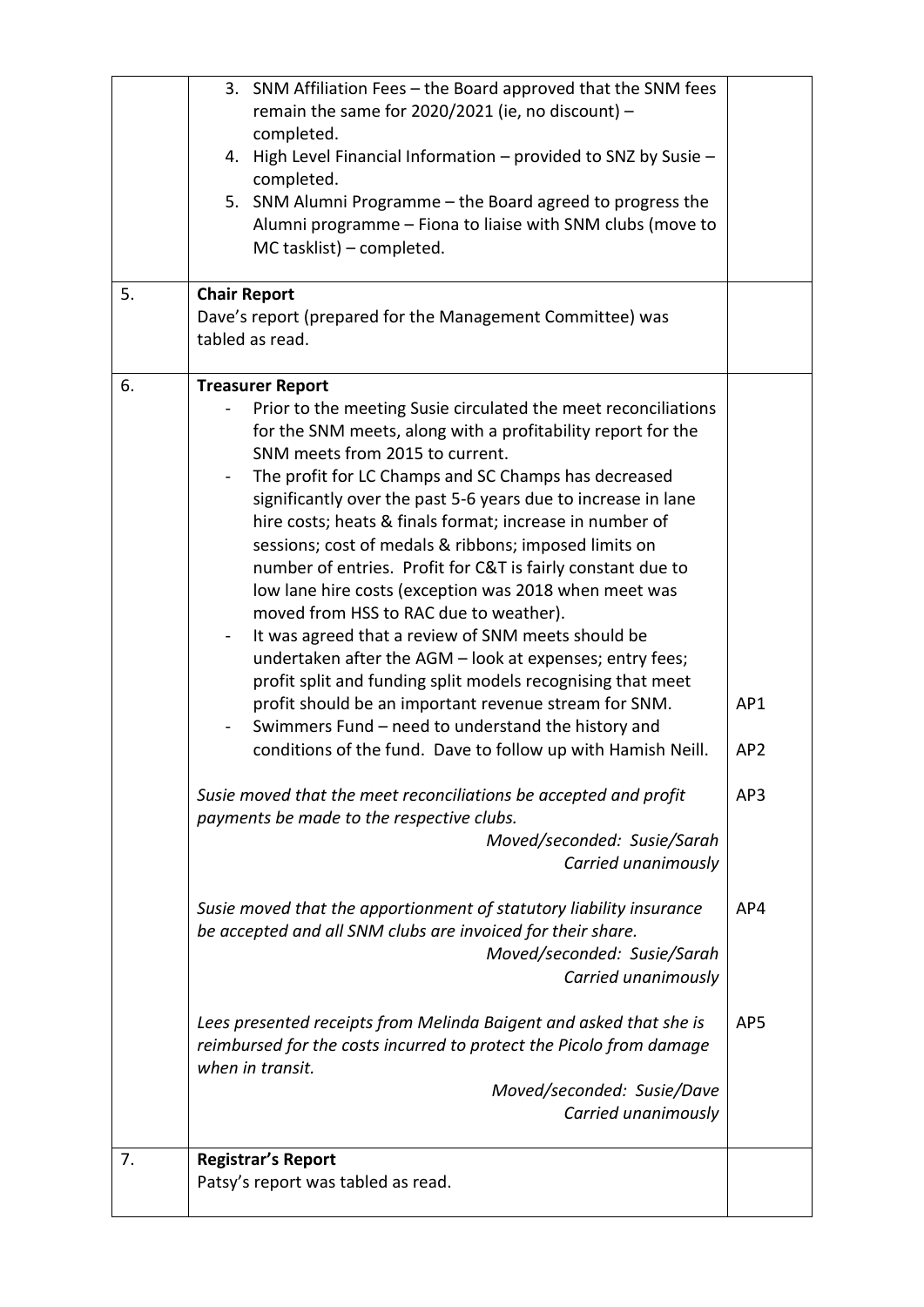| | | |
|---|---|---|
| | 3. SNM Affiliation Fees – the Board approved that the SNM fees remain the same for 2020/2021 (ie, no discount) – completed.<br>4. High Level Financial Information – provided to SNZ by Susie – completed.<br>5. SNM Alumni Programme – the Board agreed to progress the Alumni programme – Fiona to liaise with SNM clubs (move to MC tasklist) – completed. | |
| 5. | **Chair Report**<br>Dave's report (prepared for the Management Committee) was tabled as read. | |
| 6. | **Treasurer Report**<br>- Prior to the meeting Susie circulated the meet reconciliations for the SNM meets, along with a profitability report for the SNM meets from 2015 to current.<br>- The profit for LC Champs and SC Champs has decreased significantly over the past 5-6 years due to increase in lane hire costs; heats & finals format; increase in number of sessions; cost of medals & ribbons; imposed limits on number of entries. Profit for C&T is fairly constant due to low lane hire costs (exception was 2018 when meet was moved from HSS to RAC due to weather).<br>- It was agreed that a review of SNM meets should be undertaken after the AGM – look at expenses; entry fees; profit split and funding split models recognising that meet profit should be an important revenue stream for SNM.<br>- Swimmers Fund – need to understand the history and conditions of the fund. Dave to follow up with Hamish Neill.<br><br>*Susie moved that the meet reconciliations be accepted and profit payments be made to the respective clubs.*<br>*Moved/seconded: Susie/Sarah*<br>*Carried unanimously*<br><br>*Susie moved that the apportionment of statutory liability insurance be accepted and all SNM clubs are invoiced for their share.*<br>*Moved/seconded: Susie/Sarah*<br>*Carried unanimously*<br><br>*Lees presented receipts from Melinda Baigent and asked that she is reimbursed for the costs incurred to protect the Picolo from damage when in transit.*<br>*Moved/seconded: Susie/Dave*<br>*Carried unanimously* | AP1<br>AP2<br><br>AP3<br><br>AP4<br><br>AP5 |
| 7. | **Registrar's Report**<br>Patsy's report was tabled as read. | |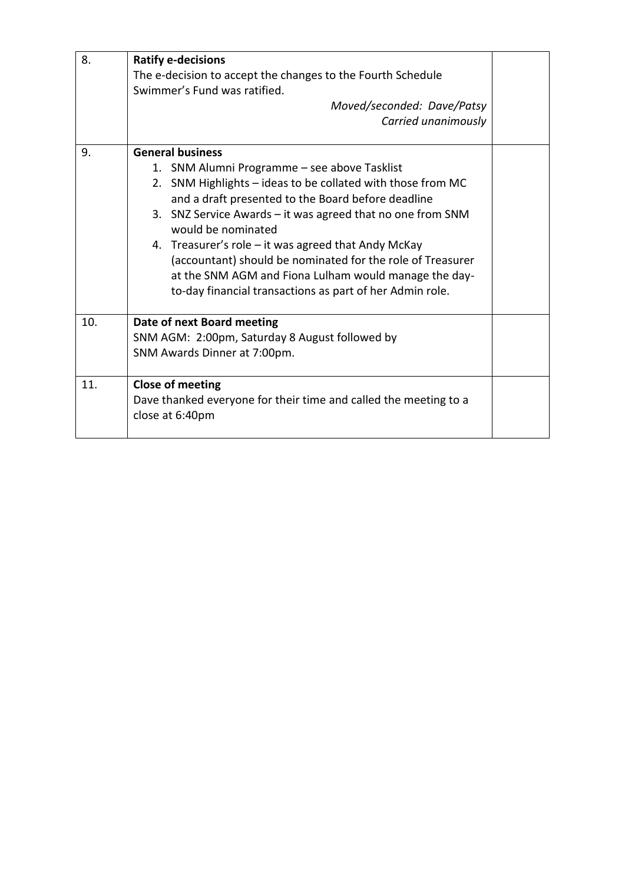| | | |
|---|---|---|
| 8. | **Ratify e-decisions**<br>The e-decision to accept the changes to the Fourth Schedule Swimmer's Fund was ratified.<br>*Moved/seconded: Dave/Patsy*<br>*Carried unanimously* | |
| 9. | **General business**<br>1. SNM Alumni Programme – see above Tasklist<br>2. SNM Highlights – ideas to be collated with those from MC and a draft presented to the Board before deadline<br>3. SNZ Service Awards – it was agreed that no one from SNM would be nominated<br>4. Treasurer's role – it was agreed that Andy McKay (accountant) should be nominated for the role of Treasurer at the SNM AGM and Fiona Lulham would manage the day-to-day financial transactions as part of her Admin role. | |
| 10. | **Date of next Board meeting**<br>SNM AGM: 2:00pm, Saturday 8 August followed by<br>SNM Awards Dinner at 7:00pm. | |
| 11. | **Close of meeting**<br>Dave thanked everyone for their time and called the meeting to a close at 6:40pm | |